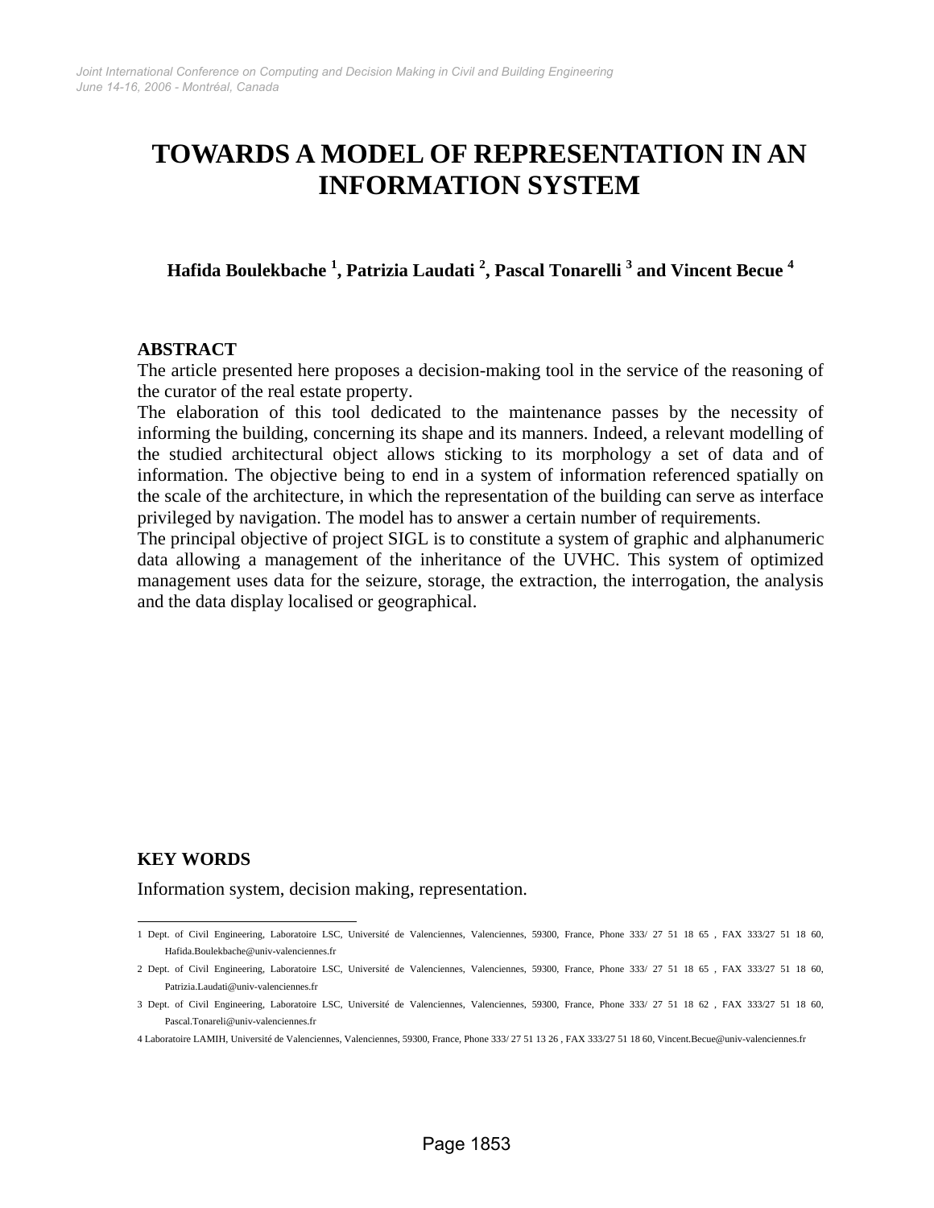# TOWARDS A MODEL OF REPRESENTATION IN AN INFORMATION SYSTEM

**Hafida Boulekbache [1], Patrizia Laudati [2], Pascal Tonarelli [3] and Vincent Becue [4]**

## ABSTRACT

The article presented here proposes a decision-making tool in the service of the reasoning of the curator of the real estate property.

The elaboration of this tool dedicated to the maintenance passes by the necessity of informing the building, concerning its shape and its manners. Indeed, a relevant modelling of the studied architectural object allows sticking to its morphology a set of data and of information. The objective being to end in a system of information referenced spatially on the scale of the architecture, in which the representation of the building can serve as interface privileged by navigation. The model has to answer a certain number of requirements.

The principal objective of project SIGL is to constitute a system of graphic and alphanumeric data allowing a management of the inheritance of the UVHC. This system of optimized management uses data for the seizure, storage, the extraction, the interrogation, the analysis and the data display localised or geographical.

## KEY WORDS

Information system, decision making, representation.

---

1 Dept. of Civil Engineering, Laboratoire LSC, Université de Valenciennes, Valenciennes, 59300, France, Phone 333/ 27 51 18 65 , FAX 333/27 51 18 60, Hafida.Boulekbache@univ-valenciennes.fr

2 Dept. of Civil Engineering, Laboratoire LSC, Université de Valenciennes, Valenciennes, 59300, France, Phone 333/ 27 51 18 65 , FAX 333/27 51 18 60, Patrizia.Laudati@univ-valenciennes.fr

3 Dept. of Civil Engineering, Laboratoire LSC, Université de Valenciennes, Valenciennes, 59300, France, Phone 333/ 27 51 18 62 , FAX 333/27 51 18 60, Pascal.Tonareli@univ-valenciennes.fr

4 Laboratoire LAMIH, Université de Valenciennes, Valenciennes, 59300, France, Phone 333/ 27 51 13 26 , FAX 333/27 51 18 60, Vincent.Becue@univ-valenciennes.fr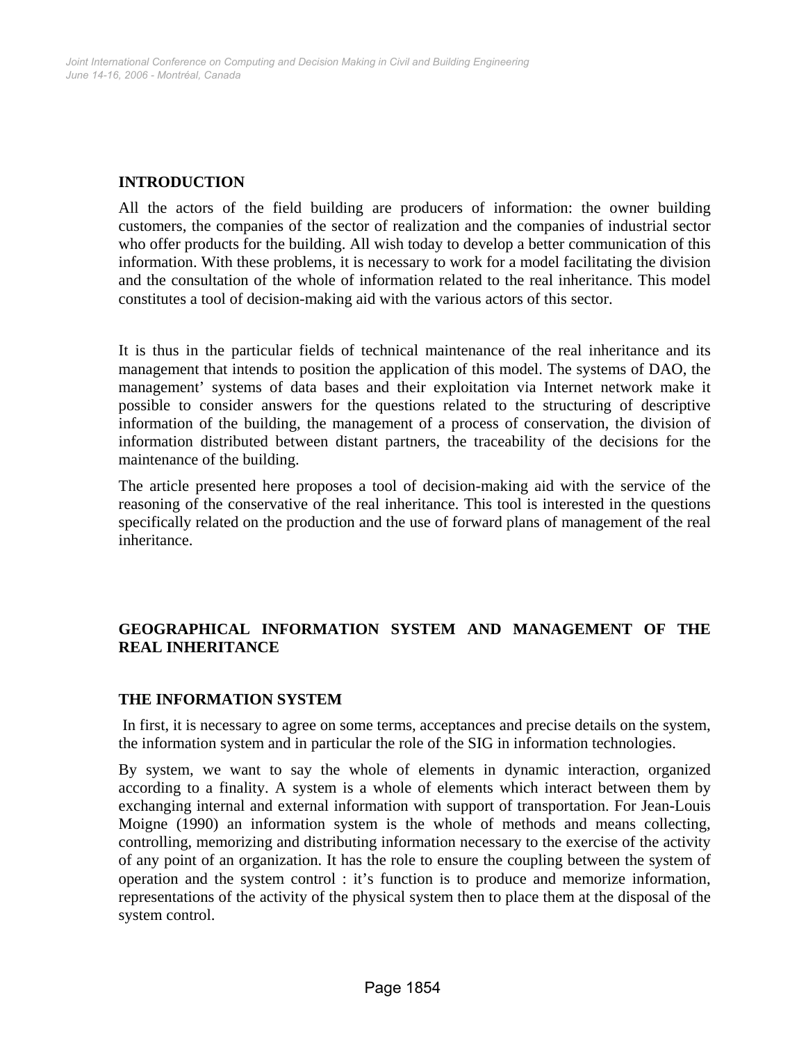## INTRODUCTION

All the actors of the field building are producers of information: the owner building customers, the companies of the sector of realization and the companies of industrial sector who offer products for the building. All wish today to develop a better communication of this information. With these problems, it is necessary to work for a model facilitating the division and the consultation of the whole of information related to the real inheritance. This model constitutes a tool of decision-making aid with the various actors of this sector.

It is thus in the particular fields of technical maintenance of the real inheritance and its management that intends to position the application of this model. The systems of DAO, the management' systems of data bases and their exploitation via Internet network make it possible to consider answers for the questions related to the structuring of descriptive information of the building, the management of a process of conservation, the division of information distributed between distant partners, the traceability of the decisions for the maintenance of the building.

The article presented here proposes a tool of decision-making aid with the service of the reasoning of the conservative of the real inheritance. This tool is interested in the questions specifically related on the production and the use of forward plans of management of the real inheritance.

## GEOGRAPHICAL INFORMATION SYSTEM AND MANAGEMENT OF THE REAL INHERITANCE

### THE INFORMATION SYSTEM

In first, it is necessary to agree on some terms, acceptances and precise details on the system, the information system and in particular the role of the SIG in information technologies.

By system, we want to say the whole of elements in dynamic interaction, organized according to a finality. A system is a whole of elements which interact between them by exchanging internal and external information with support of transportation. For Jean-Louis Moigne (1990) an information system is the whole of methods and means collecting, controlling, memorizing and distributing information necessary to the exercise of the activity of any point of an organization. It has the role to ensure the coupling between the system of operation and the system control : it's function is to produce and memorize information, representations of the activity of the physical system then to place them at the disposal of the system control.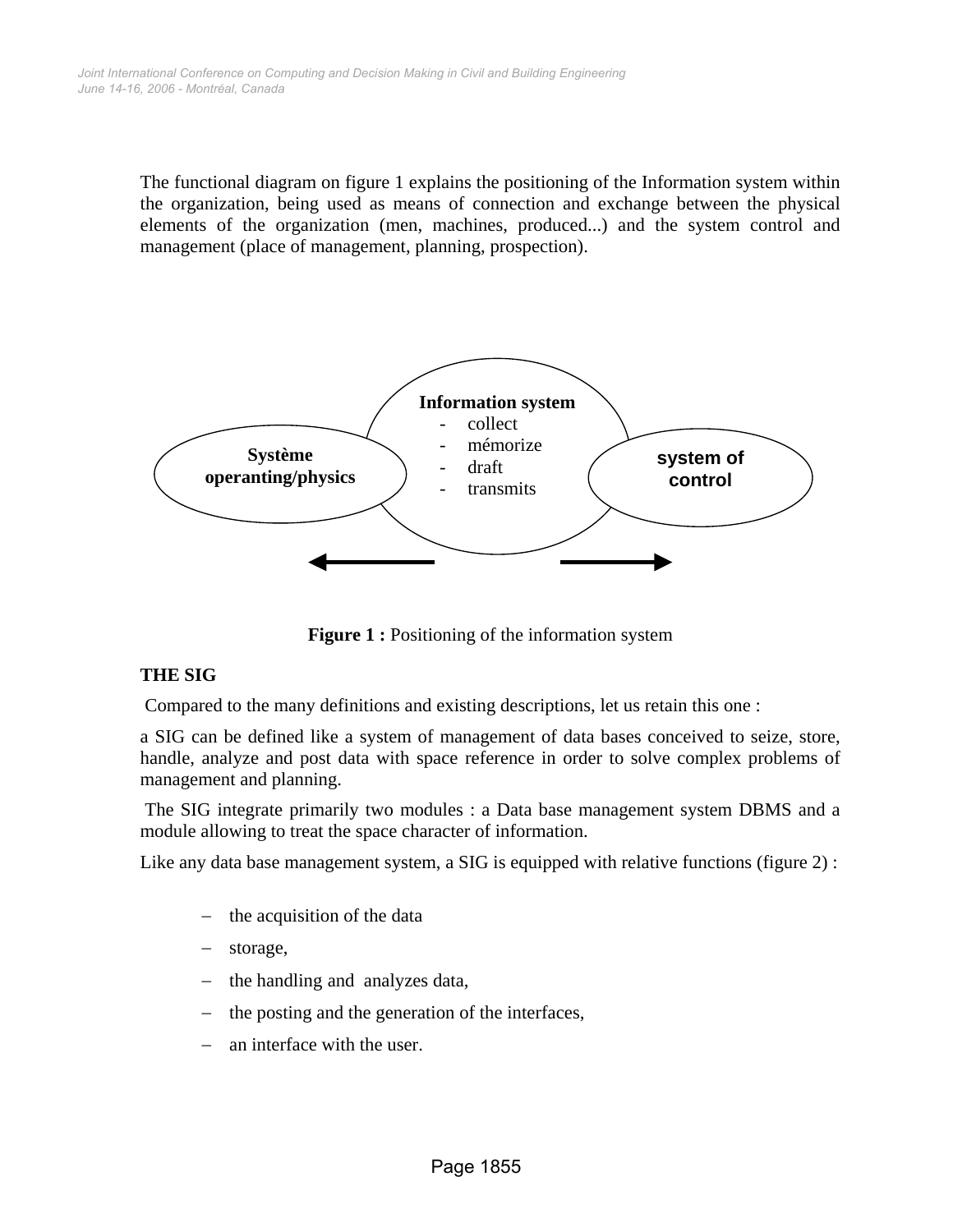The functional diagram on figure 1 explains the positioning of the Information system within the organization, being used as means of connection and exchange between the physical elements of the organization (men, machines, produced...) and the system control and management (place of management, planning, prospection).

**Information system**
- collect
- mémorize
- draft
- transmits

**Système operanting/physics**

**system of control**

**Figure 1 :** Positioning of the information system

**THE SIG**

Compared to the many definitions and existing descriptions, let us retain this one :

a SIG can be defined like a system of management of data bases conceived to seize, store, handle, analyze and post data with space reference in order to solve complex problems of management and planning.

The SIG integrate primarily two modules : a Data base management system DBMS and a module allowing to treat the space character of information.

Like any data base management system, a SIG is equipped with relative functions (figure 2) :

- the acquisition of the data
- storage,
- the handling and analyzes data,
- the posting and the generation of the interfaces,
- an interface with the user.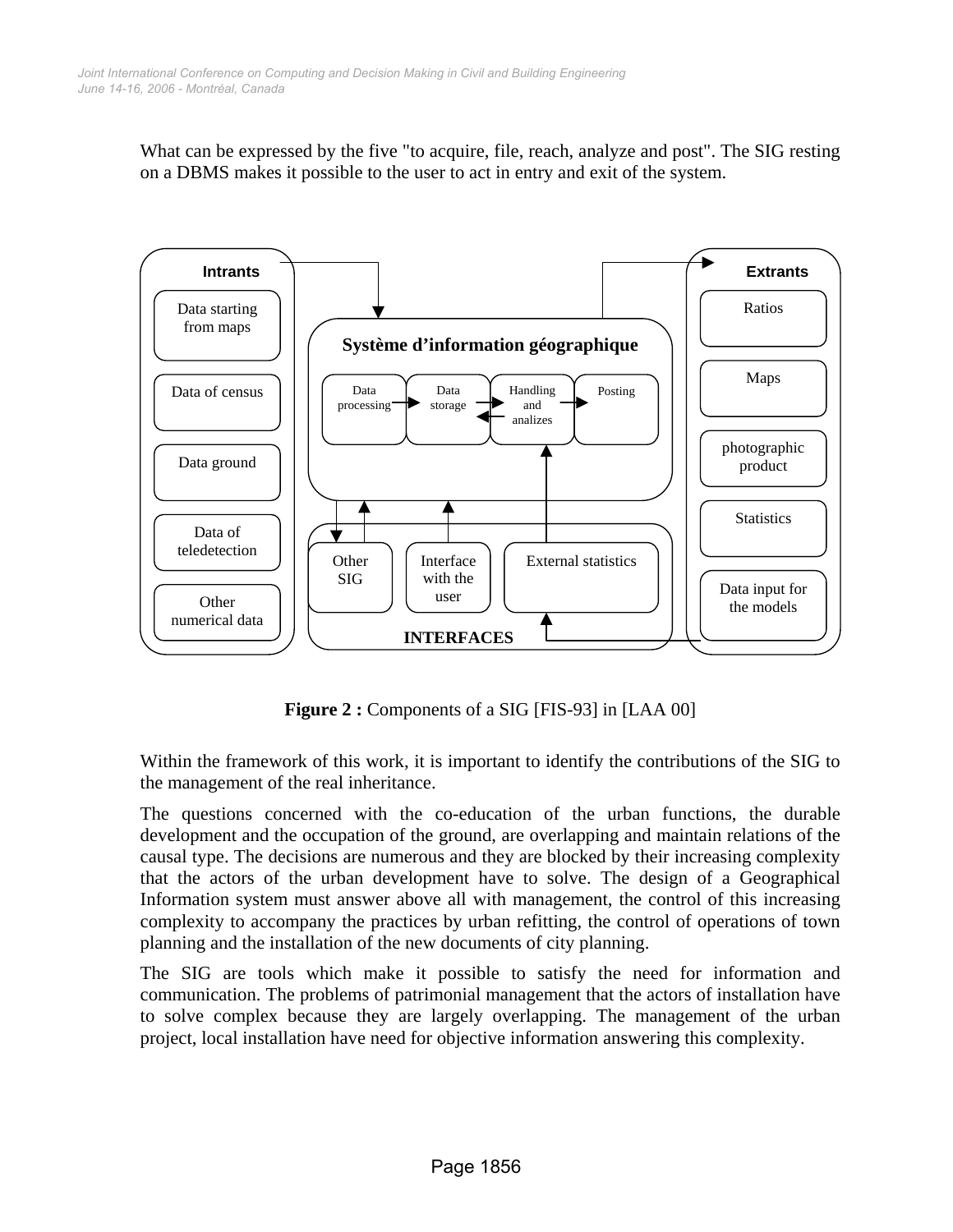What can be expressed by the five "to acquire, file, reach, analyze and post". The SIG resting on a DBMS makes it possible to the user to act in entry and exit of the system.

**Intrants**

- Data starting from maps
- Data of census
- Data ground
- Data of teledetection
- Other numerical data

**Système d'information géographique**

Data processing → Data storage ⇄ Handling and analizes → Posting

**INTERFACES**

- Other SIG
- Interface with the user
- External statistics

**Extrants**

- Ratios
- Maps
- photographic product
- Statistics
- Data input for the models

**Figure 2 :** Components of a SIG [FIS-93] in [LAA 00]

Within the framework of this work, it is important to identify the contributions of the SIG to the management of the real inheritance.

The questions concerned with the co-education of the urban functions, the durable development and the occupation of the ground, are overlapping and maintain relations of the causal type. The decisions are numerous and they are blocked by their increasing complexity that the actors of the urban development have to solve. The design of a Geographical Information system must answer above all with management, the control of this increasing complexity to accompany the practices by urban refitting, the control of operations of town planning and the installation of the new documents of city planning.

The SIG are tools which make it possible to satisfy the need for information and communication. The problems of patrimonial management that the actors of installation have to solve complex because they are largely overlapping. The management of the urban project, local installation have need for objective information answering this complexity.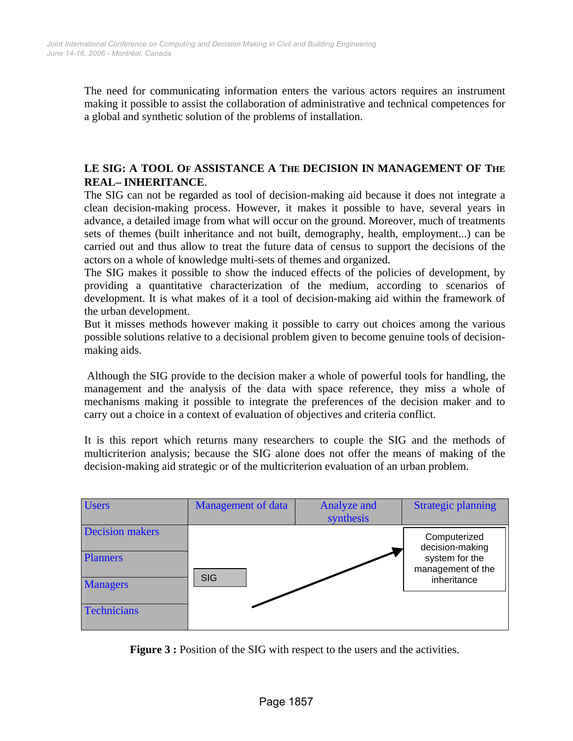The need for communicating information enters the various actors requires an instrument making it possible to assist the collaboration of administrative and technical competences for a global and synthetic solution of the problems of installation.

## LE SIG: A TOOL OF ASSISTANCE A THE DECISION IN MANAGEMENT OF THE REAL– INHERITANCE.

The SIG can not be regarded as tool of decision-making aid because it does not integrate a clean decision-making process. However, it makes it possible to have, several years in advance, a detailed image from what will occur on the ground. Moreover, much of treatments sets of themes (built inheritance and not built, demography, health, employment...) can be carried out and thus allow to treat the future data of census to support the decisions of the actors on a whole of knowledge multi-sets of themes and organized.

The SIG makes it possible to show the induced effects of the policies of development, by providing a quantitative characterization of the medium, according to scenarios of development. It is what makes of it a tool of decision-making aid within the framework of the urban development.

But it misses methods however making it possible to carry out choices among the various possible solutions relative to a decisional problem given to become genuine tools of decision-making aids.

Although the SIG provide to the decision maker a whole of powerful tools for handling, the management and the analysis of the data with space reference, they miss a whole of mechanisms making it possible to integrate the preferences of the decision maker and to carry out a choice in a context of evaluation of objectives and criteria conflict.

It is this report which returns many researchers to couple the SIG and the methods of multicriterion analysis; because the SIG alone does not offer the means of making of the decision-making aid strategic or of the multicriterion evaluation of an urban problem.

| Users | Management of data | Analyze and synthesis | Strategic planning |
|---|---|---|---|
| Decision makers | | | Computerized decision-making system for the management of the inheritance |
| Planners | | | |
| Managers | SIG | | |
| Technicians | | | |

**Figure 3 :** Position of the SIG with respect to the users and the activities.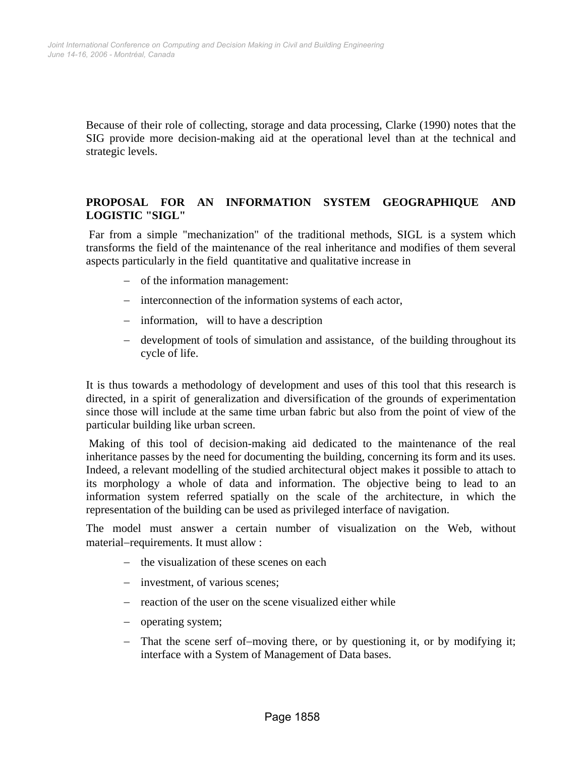Because of their role of collecting, storage and data processing, Clarke (1990) notes that the SIG provide more decision-making aid at the operational level than at the technical and strategic levels.

## PROPOSAL FOR AN INFORMATION SYSTEM GEOGRAPHIQUE AND LOGISTIC "SIGL"

Far from a simple "mechanization" of the traditional methods, SIGL is a system which transforms the field of the maintenance of the real inheritance and modifies of them several aspects particularly in the field quantitative and qualitative increase in

- of the information management:
- interconnection of the information systems of each actor,
- information, will to have a description
- development of tools of simulation and assistance, of the building throughout its cycle of life.

It is thus towards a methodology of development and uses of this tool that this research is directed, in a spirit of generalization and diversification of the grounds of experimentation since those will include at the same time urban fabric but also from the point of view of the particular building like urban screen.

Making of this tool of decision-making aid dedicated to the maintenance of the real inheritance passes by the need for documenting the building, concerning its form and its uses. Indeed, a relevant modelling of the studied architectural object makes it possible to attach to its morphology a whole of data and information. The objective being to lead to an information system referred spatially on the scale of the architecture, in which the representation of the building can be used as privileged interface of navigation.

The model must answer a certain number of visualization on the Web, without material–requirements. It must allow :

- the visualization of these scenes on each
- investment, of various scenes;
- reaction of the user on the scene visualized either while
- operating system;
- That the scene serf of–moving there, or by questioning it, or by modifying it; interface with a System of Management of Data bases.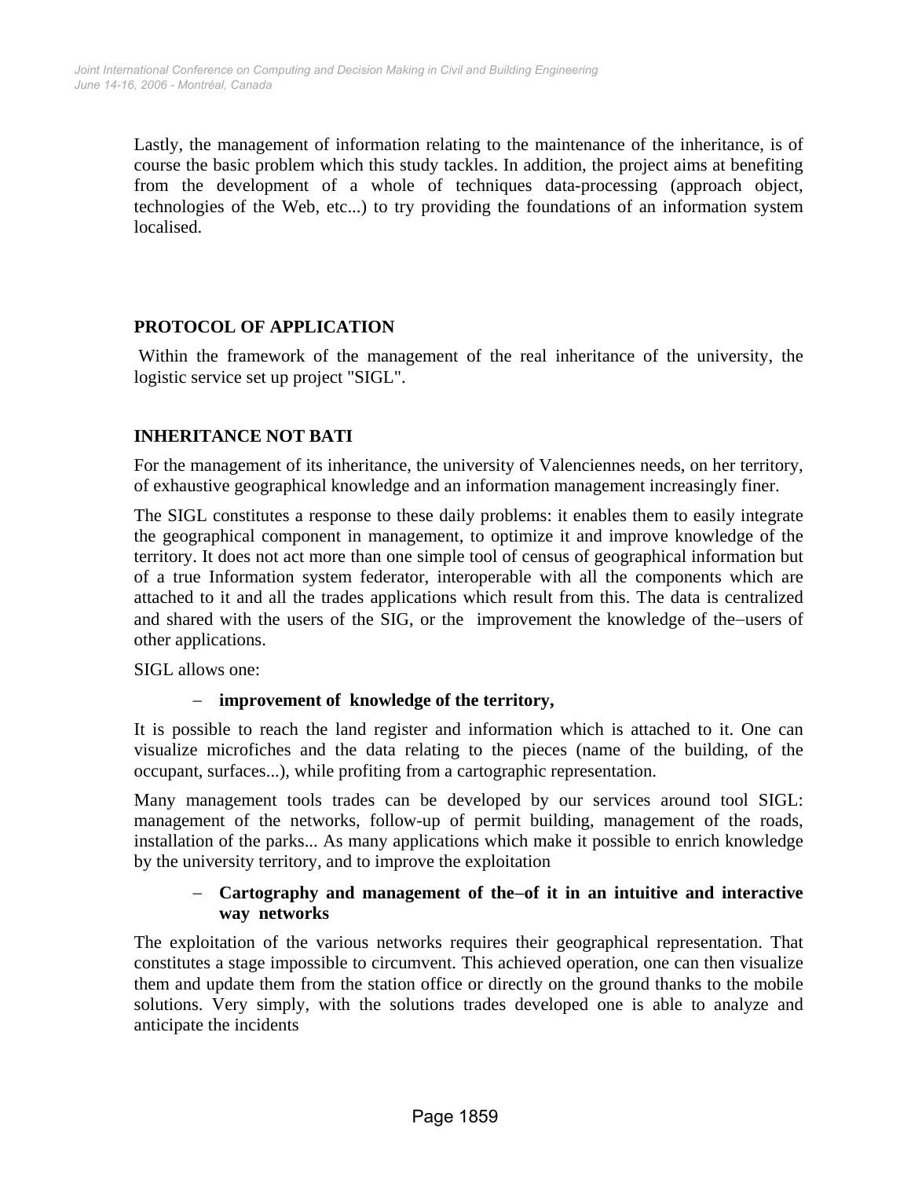Lastly, the management of information relating to the maintenance of the inheritance, is of course the basic problem which this study tackles. In addition, the project aims at benefiting from the development of a whole of techniques data-processing (approach object, technologies of the Web, etc...) to try providing the foundations of an information system localised.

## PROTOCOL OF APPLICATION

Within the framework of the management of the real inheritance of the university, the logistic service set up project "SIGL".

## INHERITANCE NOT BATI

For the management of its inheritance, the university of Valenciennes needs, on her territory, of exhaustive geographical knowledge and an information management increasingly finer.

The SIGL constitutes a response to these daily problems: it enables them to easily integrate the geographical component in management, to optimize it and improve knowledge of the territory. It does not act more than one simple tool of census of geographical information but of a true Information system federator, interoperable with all the components which are attached to it and all the trades applications which result from this. The data is centralized and shared with the users of the SIG, or the improvement the knowledge of the–users of other applications.

SIGL allows one:

- **improvement of knowledge of the territory,**

It is possible to reach the land register and information which is attached to it. One can visualize microfiches and the data relating to the pieces (name of the building, of the occupant, surfaces...), while profiting from a cartographic representation.

Many management tools trades can be developed by our services around tool SIGL: management of the networks, follow-up of permit building, management of the roads, installation of the parks... As many applications which make it possible to enrich knowledge by the university territory, and to improve the exploitation

- **Cartography and management of the–of it in an intuitive and interactive way networks**

The exploitation of the various networks requires their geographical representation. That constitutes a stage impossible to circumvent. This achieved operation, one can then visualize them and update them from the station office or directly on the ground thanks to the mobile solutions. Very simply, with the solutions trades developed one is able to analyze and anticipate the incidents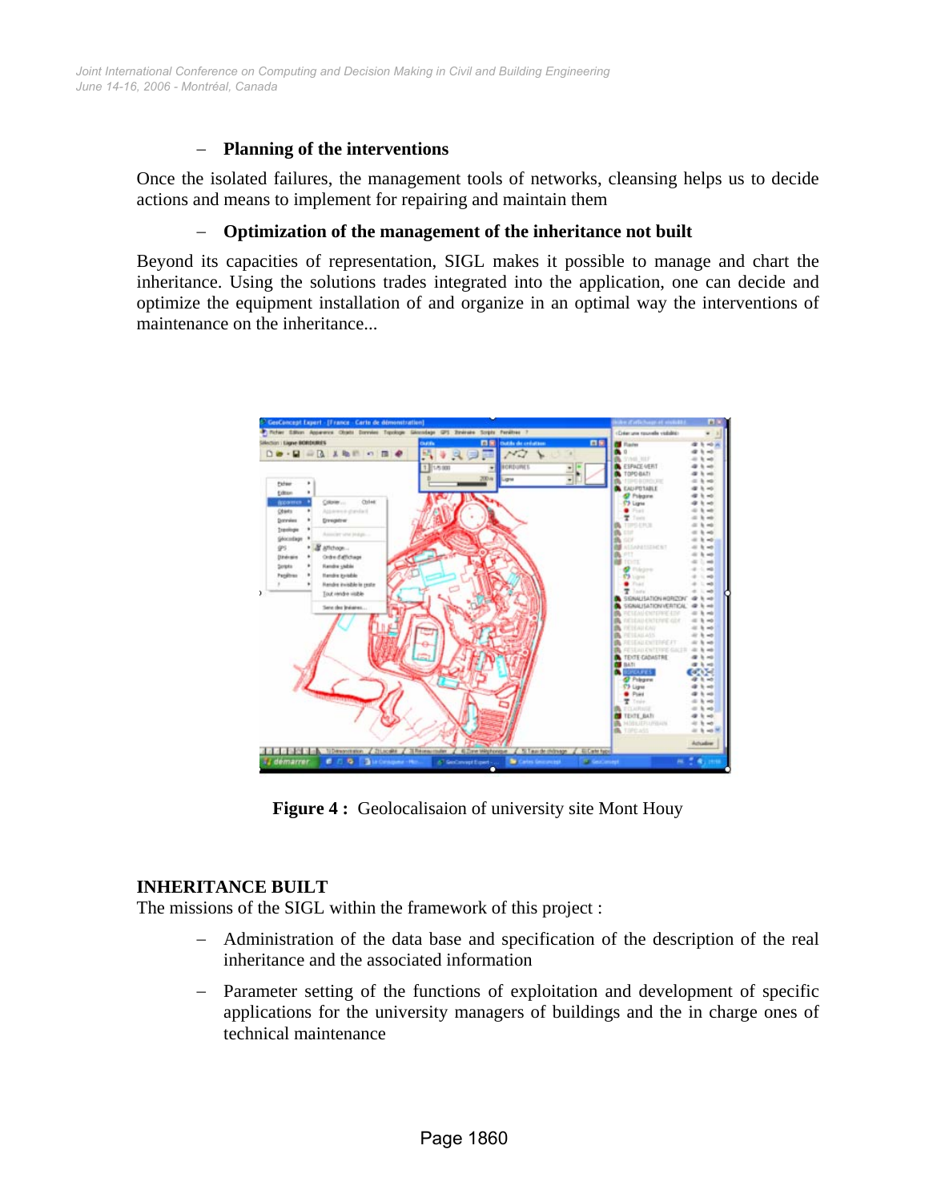- **Planning of the interventions**

Once the isolated failures, the management tools of networks, cleansing helps us to decide actions and means to implement for repairing and maintain them

- **Optimization of the management of the inheritance not built**

Beyond its capacities of representation, SIGL makes it possible to manage and chart the inheritance. Using the solutions trades integrated into the application, one can decide and optimize the equipment installation of and organize in an optimal way the interventions of maintenance on the inheritance...

**Figure 4 :** Geolocalisaion of university site Mont Houy

**INHERITANCE BUILT**

The missions of the SIGL within the framework of this project :

- Administration of the data base and specification of the description of the real inheritance and the associated information
- Parameter setting of the functions of exploitation and development of specific applications for the university managers of buildings and the in charge ones of technical maintenance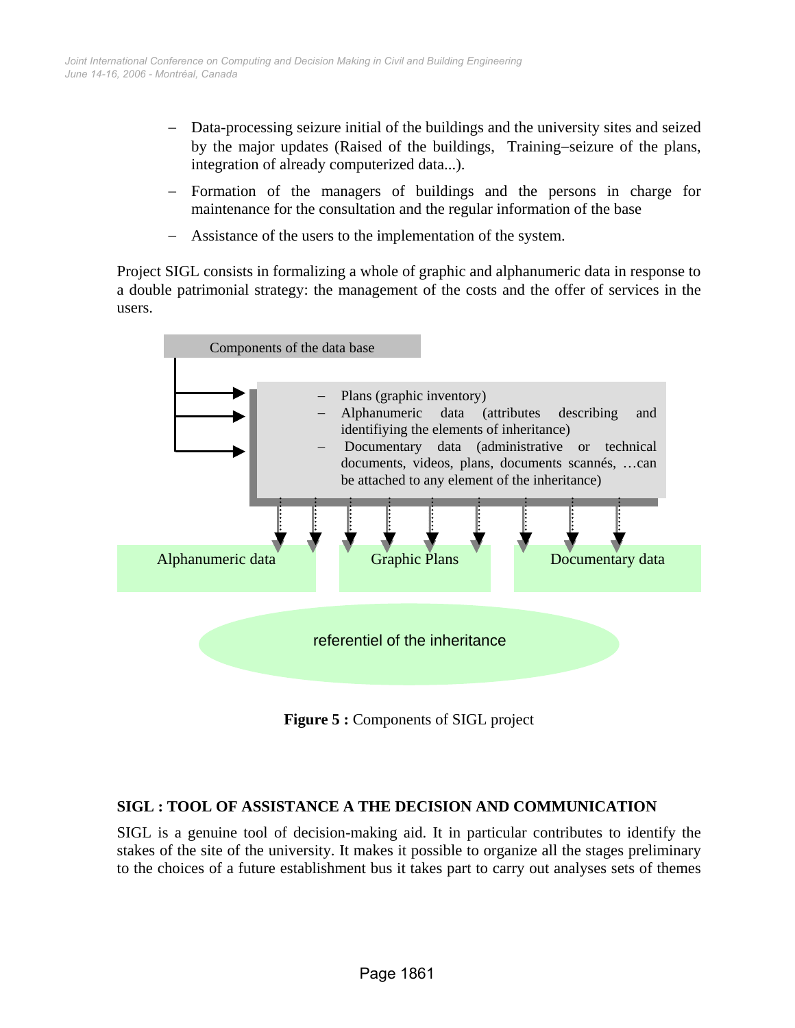- Data-processing seizure initial of the buildings and the university sites and seized by the major updates (Raised of the buildings, Training–seizure of the plans, integration of already computerized data...).
- Formation of the managers of buildings and the persons in charge for maintenance for the consultation and the regular information of the base
- Assistance of the users to the implementation of the system.

Project SIGL consists in formalizing a whole of graphic and alphanumeric data in response to a double patrimonial strategy: the management of the costs and the offer of services in the users.

Components of the data base

- Plans (graphic inventory)
- Alphanumeric data (attributes describing and identifiying the elements of inheritance)
- Documentary data (administrative or technical documents, videos, plans, documents scannés, …can be attached to any element of the inheritance)

Alphanumeric data | Graphic Plans | Documentary data

referentiel of the inheritance

**Figure 5 :** Components of SIGL project

## SIGL : TOOL OF ASSISTANCE A THE DECISION AND COMMUNICATION

SIGL is a genuine tool of decision-making aid. It in particular contributes to identify the stakes of the site of the university. It makes it possible to organize all the stages preliminary to the choices of a future establishment bus it takes part to carry out analyses sets of themes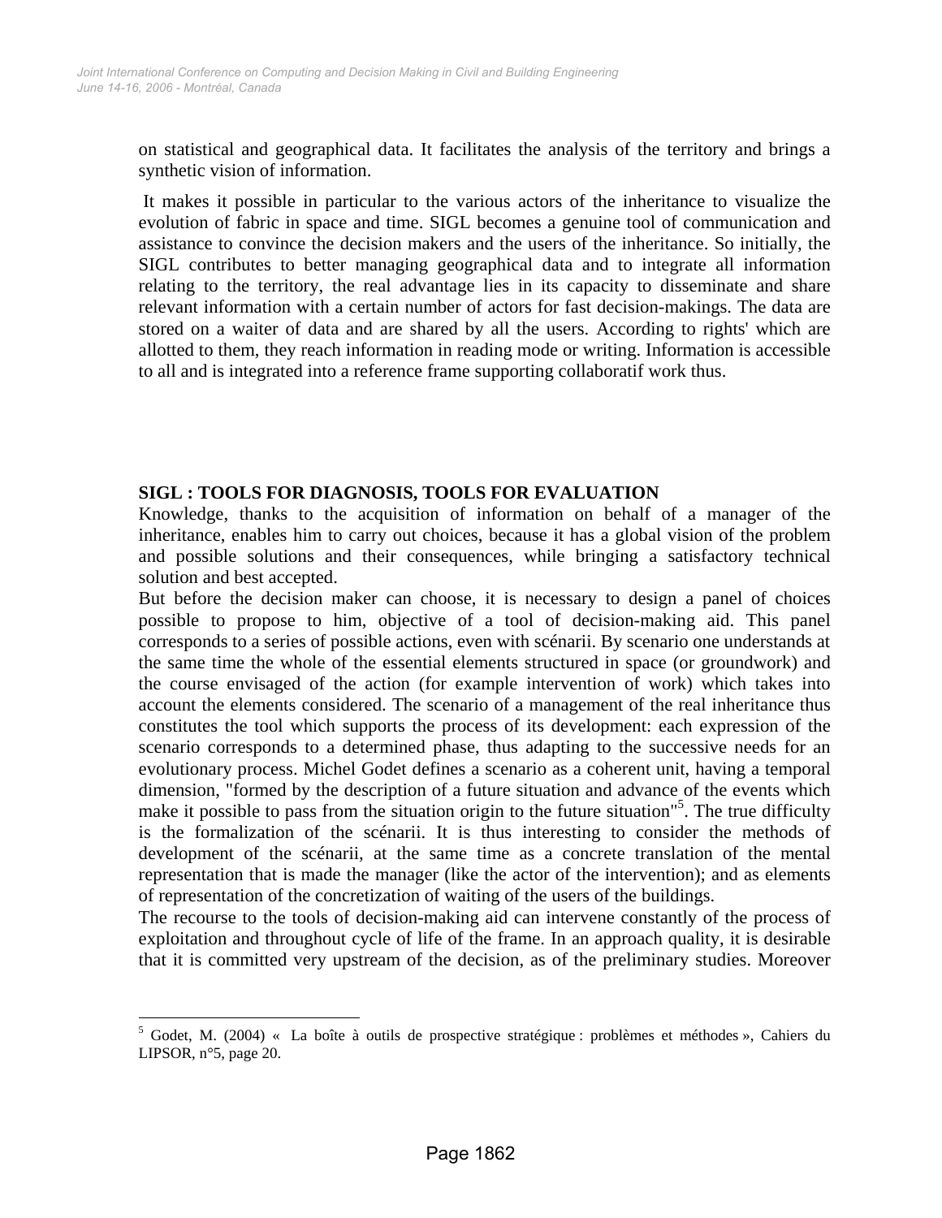on statistical and geographical data. It facilitates the analysis of the territory and brings a synthetic vision of information.

It makes it possible in particular to the various actors of the inheritance to visualize the evolution of fabric in space and time. SIGL becomes a genuine tool of communication and assistance to convince the decision makers and the users of the inheritance. So initially, the SIGL contributes to better managing geographical data and to integrate all information relating to the territory, the real advantage lies in its capacity to disseminate and share relevant information with a certain number of actors for fast decision-makings. The data are stored on a waiter of data and are shared by all the users. According to rights' which are allotted to them, they reach information in reading mode or writing. Information is accessible to all and is integrated into a reference frame supporting collaboratif work thus.

## SIGL : TOOLS FOR DIAGNOSIS, TOOLS FOR EVALUATION

Knowledge, thanks to the acquisition of information on behalf of a manager of the inheritance, enables him to carry out choices, because it has a global vision of the problem and possible solutions and their consequences, while bringing a satisfactory technical solution and best accepted.

But before the decision maker can choose, it is necessary to design a panel of choices possible to propose to him, objective of a tool of decision-making aid. This panel corresponds to a series of possible actions, even with scénarii. By scenario one understands at the same time the whole of the essential elements structured in space (or groundwork) and the course envisaged of the action (for example intervention of work) which takes into account the elements considered. The scenario of a management of the real inheritance thus constitutes the tool which supports the process of its development: each expression of the scenario corresponds to a determined phase, thus adapting to the successive needs for an evolutionary process. Michel Godet defines a scenario as a coherent unit, having a temporal dimension, "formed by the description of a future situation and advance of the events which make it possible to pass from the situation origin to the future situation"[5]. The true difficulty is the formalization of the scénarii. It is thus interesting to consider the methods of development of the scénarii, at the same time as a concrete translation of the mental representation that is made the manager (like the actor of the intervention); and as elements of representation of the concretization of waiting of the users of the buildings.

The recourse to the tools of decision-making aid can intervene constantly of the process of exploitation and throughout cycle of life of the frame. In an approach quality, it is desirable that it is committed very upstream of the decision, as of the preliminary studies. Moreover

---

[5] Godet, M. (2004) « La boîte à outils de prospective stratégique : problèmes et méthodes », Cahiers du LIPSOR, n°5, page 20.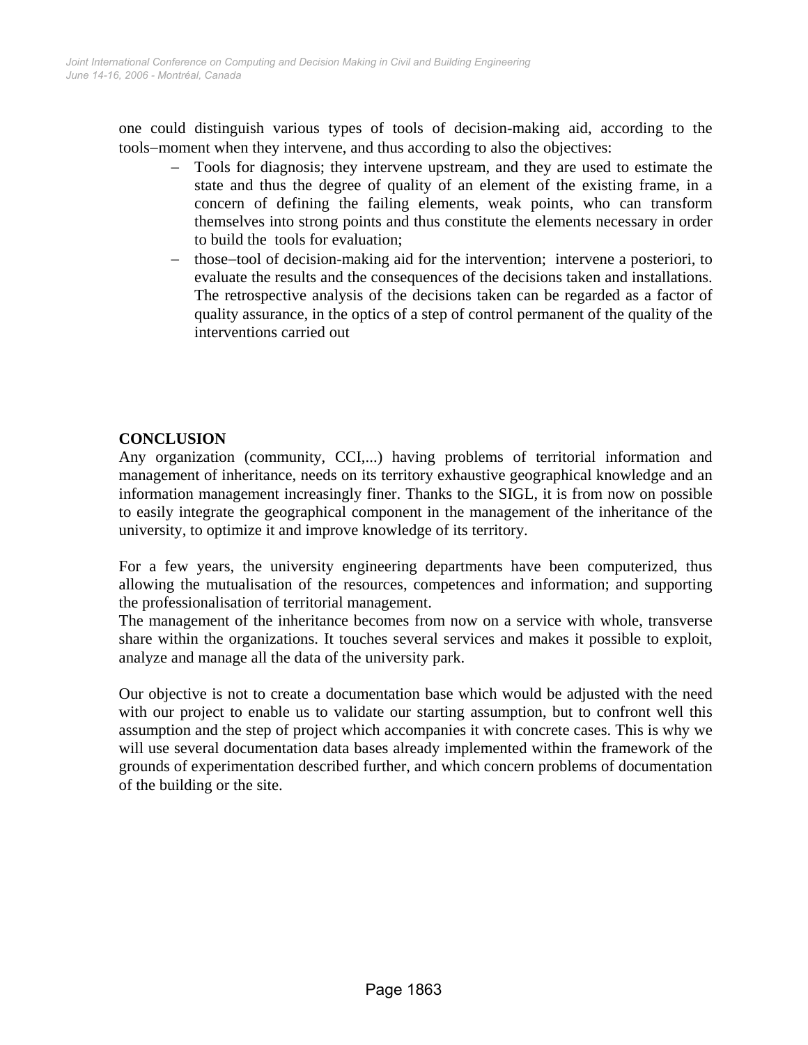one could distinguish various types of tools of decision-making aid, according to the tools–moment when they intervene, and thus according to also the objectives:

- Tools for diagnosis; they intervene upstream, and they are used to estimate the state and thus the degree of quality of an element of the existing frame, in a concern of defining the failing elements, weak points, who can transform themselves into strong points and thus constitute the elements necessary in order to build the tools for evaluation;
- those–tool of decision-making aid for the intervention; intervene a posteriori, to evaluate the results and the consequences of the decisions taken and installations. The retrospective analysis of the decisions taken can be regarded as a factor of quality assurance, in the optics of a step of control permanent of the quality of the interventions carried out

**CONCLUSION**

Any organization (community, CCI,...) having problems of territorial information and management of inheritance, needs on its territory exhaustive geographical knowledge and an information management increasingly finer. Thanks to the SIGL, it is from now on possible to easily integrate the geographical component in the management of the inheritance of the university, to optimize it and improve knowledge of its territory.

For a few years, the university engineering departments have been computerized, thus allowing the mutualisation of the resources, competences and information; and supporting the professionalisation of territorial management.
The management of the inheritance becomes from now on a service with whole, transverse share within the organizations. It touches several services and makes it possible to exploit, analyze and manage all the data of the university park.

Our objective is not to create a documentation base which would be adjusted with the need with our project to enable us to validate our starting assumption, but to confront well this assumption and the step of project which accompanies it with concrete cases. This is why we will use several documentation data bases already implemented within the framework of the grounds of experimentation described further, and which concern problems of documentation of the building or the site.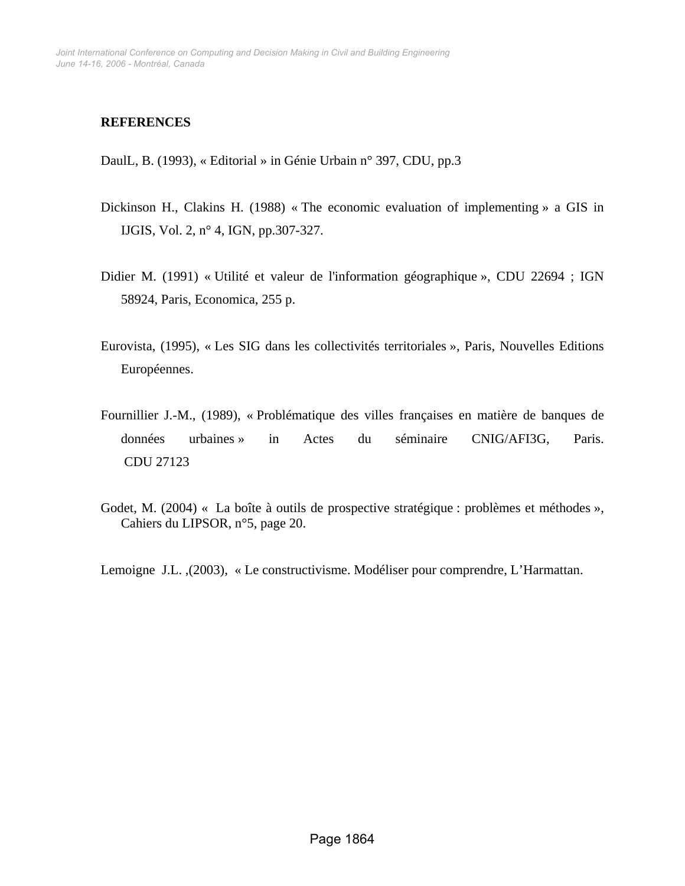**REFERENCES**

DaulL, B. (1993), « Editorial » in Génie Urbain n° 397, CDU, pp.3

Dickinson H., Clakins H. (1988) « The economic evaluation of implementing » a GIS in IJGIS, Vol. 2, n° 4, IGN, pp.307-327.

Didier M. (1991) « Utilité et valeur de l'information géographique », CDU 22694 ; IGN 58924, Paris, Economica, 255 p.

Eurovista, (1995), « Les SIG dans les collectivités territoriales », Paris, Nouvelles Editions Européennes.

Fournillier J.-M., (1989), « Problématique des villes françaises en matière de banques de données urbaines » in Actes du séminaire CNIG/AFI3G, Paris. CDU 27123

Godet, M. (2004) « La boîte à outils de prospective stratégique : problèmes et méthodes », Cahiers du LIPSOR, n°5, page 20.

Lemoigne J.L. ,(2003), « Le constructivisme. Modéliser pour comprendre, L'Harmattan.